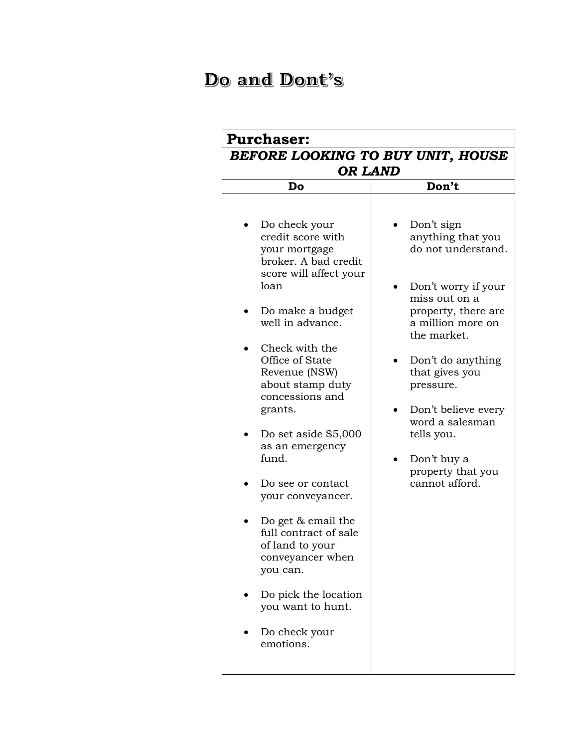# Do and Dont's

| **Purchaser:** | |
|---|---|
| ***BEFORE LOOKING TO BUY UNIT, HOUSE OR LAND*** | |
| **Do** | **Don't** |
| • Do check your credit score with your mortgage broker. A bad credit score will affect your loan<br><br>• Do make a budget well in advance.<br><br>• Check with the Office of State Revenue (NSW) about stamp duty concessions and grants.<br><br>• Do set aside $5,000 as an emergency fund.<br><br>• Do see or contact your conveyancer.<br><br>• Do get & email the full contract of sale of land to your conveyancer when you can.<br><br>• Do pick the location you want to hunt.<br><br>• Do check your emotions. | • Don't sign anything that you do not understand.<br><br>• Don't worry if your miss out on a property, there are a million more on the market.<br><br>• Don't do anything that gives you pressure.<br><br>• Don't believe every word a salesman tells you.<br><br>• Don't buy a property that you cannot afford. |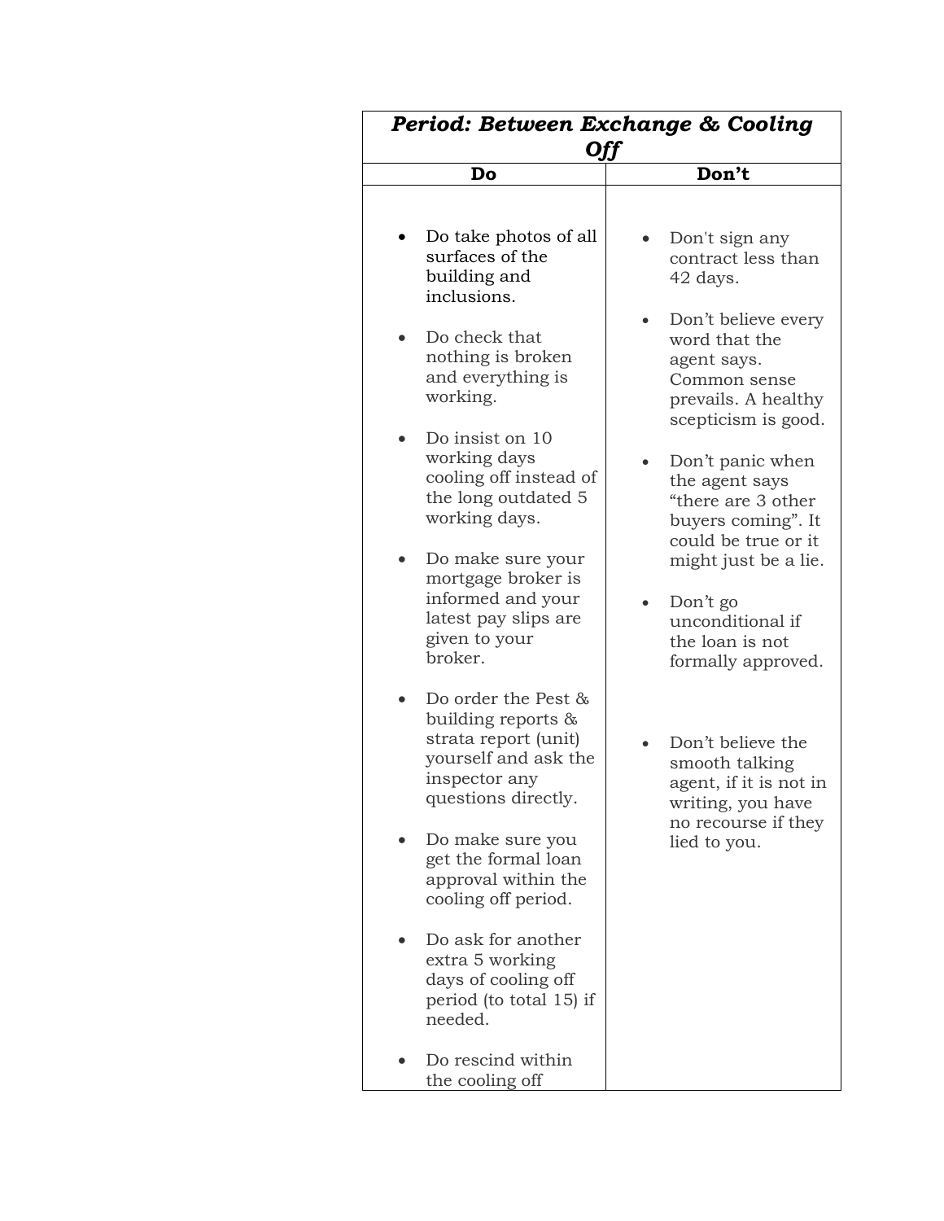| *Period: Between Exchange & Cooling Off* | |
|---|---|
| **Do** | **Don't** |
| <ul><li>Do take photos of all surfaces of the building and inclusions.</li><li>Do check that nothing is broken and everything is working.</li><li>Do insist on 10 working days cooling off instead of the long outdated 5 working days.</li><li>Do make sure your mortgage broker is informed and your latest pay slips are given to your broker.</li><li>Do order the Pest & building reports & strata report (unit) yourself and ask the inspector any questions directly.</li><li>Do make sure you get the formal loan approval within the cooling off period.</li><li>Do ask for another extra 5 working days of cooling off period (to total 15) if needed.</li><li>Do rescind within the cooling off</li></ul> | <ul><li>Don't sign any contract less than 42 days.</li><li>Don't believe every word that the agent says. Common sense prevails. A healthy scepticism is good.</li><li>Don't panic when the agent says "there are 3 other buyers coming". It could be true or it might just be a lie.</li><li>Don't go unconditional if the loan is not formally approved.</li><li>Don't believe the smooth talking agent, if it is not in writing, you have no recourse if they lied to you.</li></ul> |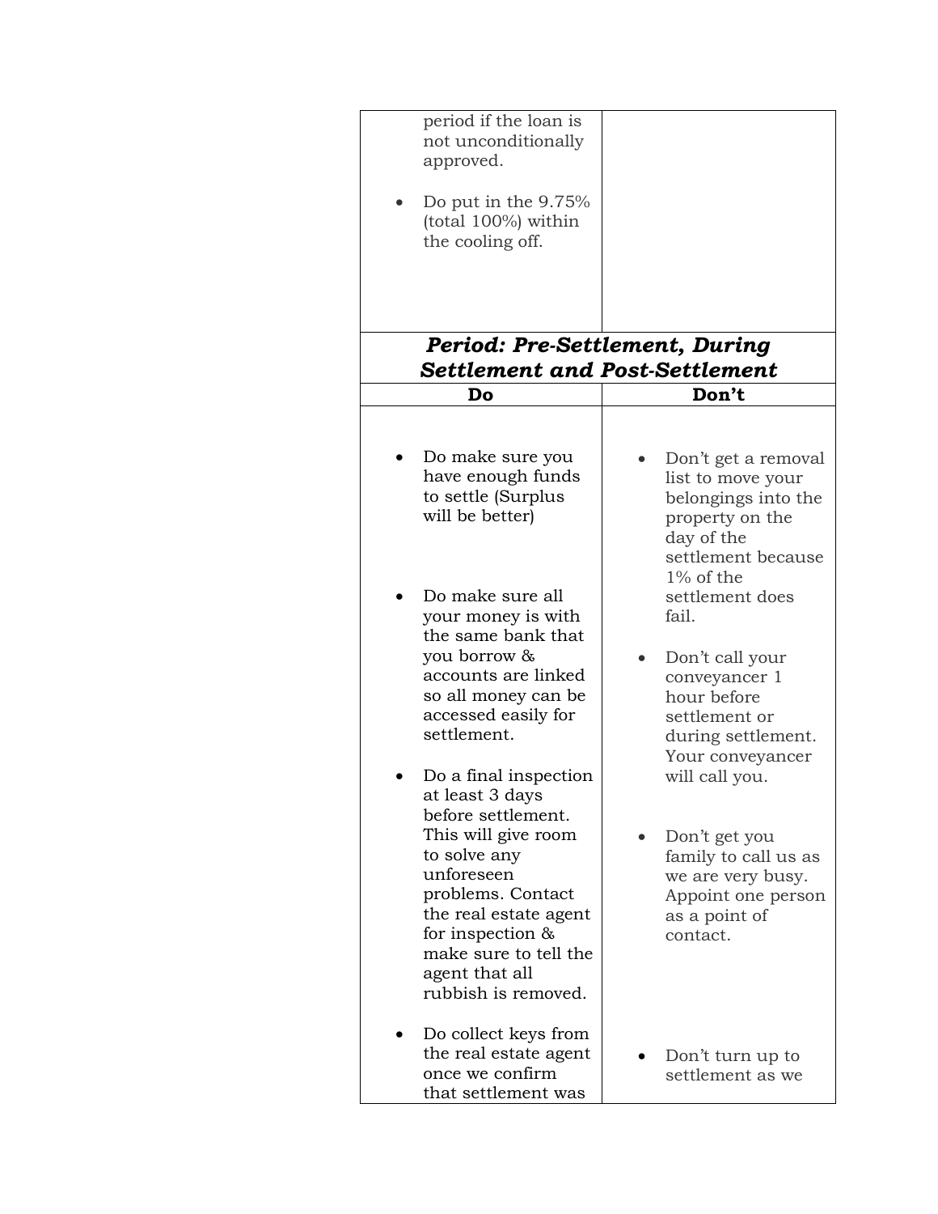| | |
|---|---|
| period if the loan is not unconditionally approved.<br><br>• Do put in the 9.75% (total 100%) within the cooling off. | |
| ***Period: Pre-Settlement, During Settlement and Post-Settlement*** | |
| **Do** | **Don't** |
| • Do make sure you have enough funds to settle (Surplus will be better)<br><br>• Do make sure all your money is with the same bank that you borrow & accounts are linked so all money can be accessed easily for settlement.<br><br>• Do a final inspection at least 3 days before settlement. This will give room to solve any unforeseen problems. Contact the real estate agent for inspection & make sure to tell the agent that all rubbish is removed.<br><br>• Do collect keys from the real estate agent once we confirm that settlement was | • Don't get a removal list to move your belongings into the property on the day of the settlement because 1% of the settlement does fail.<br><br>• Don't call your conveyancer 1 hour before settlement or during settlement. Your conveyancer will call you.<br><br>• Don't get you family to call us as we are very busy. Appoint one person as a point of contact.<br><br>• Don't turn up to settlement as we |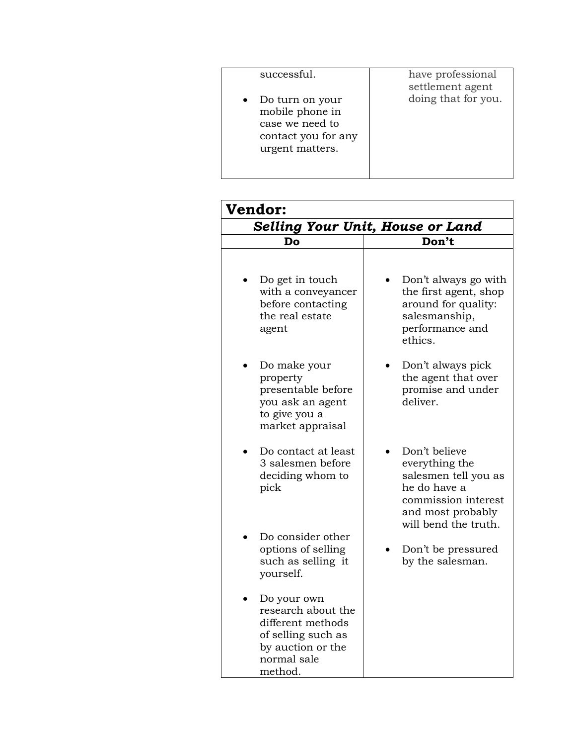| | |
|---|---|
| successful.<br><br>• Do turn on your mobile phone in case we need to contact you for any urgent matters. | have professional settlement agent doing that for you. |

| **Vendor:** | |
|---|---|
| ***Selling Your Unit, House or Land*** | |
| **Do** | **Don't** |
| • Do get in touch with a conveyancer before contacting the real estate agent | • Don't always go with the first agent, shop around for quality: salesmanship, performance and ethics. |
| • Do make your property presentable before you ask an agent to give you a market appraisal | • Don't always pick the agent that over promise and under deliver. |
| • Do contact at least 3 salesmen before deciding whom to pick | • Don't believe everything the salesmen tell you as he do have a commission interest and most probably will bend the truth. |
| • Do consider other options of selling such as selling it yourself. | • Don't be pressured by the salesman. |
| • Do your own research about the different methods of selling such as by auction or the normal sale method. | |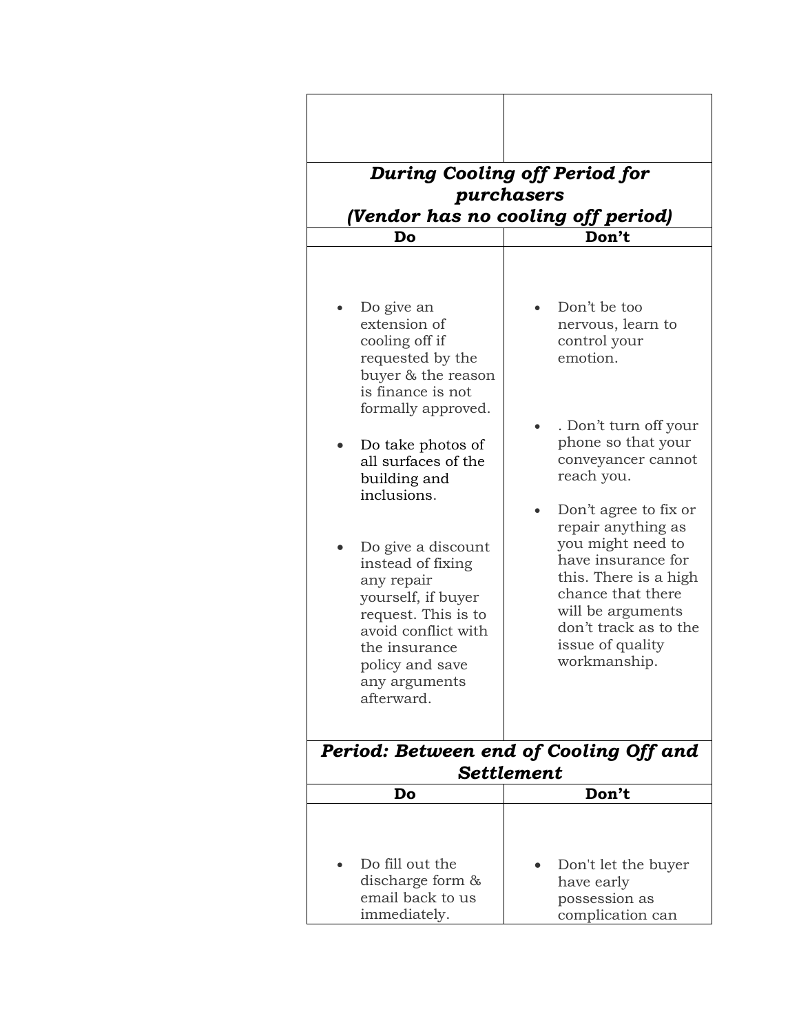| | |
|---|---|
| | |
| ***During Cooling off Period for purchasers (Vendor has no cooling off period)*** | |
| **Do** | **Don’t** |
| <ul><li>Do give an extension of cooling off if requested by the buyer & the reason is finance is not formally approved.</li><li>Do take photos of all surfaces of the building and inclusions.</li><li>Do give a discount instead of fixing any repair yourself, if buyer request. This is to avoid conflict with the insurance policy and save any arguments afterward.</li></ul> | <ul><li>Don’t be too nervous, learn to control your emotion.</li><li>. Don’t turn off your phone so that your conveyancer cannot reach you.</li><li>Don’t agree to fix or repair anything as you might need to have insurance for this. There is a high chance that there will be arguments don’t track as to the issue of quality workmanship.</li></ul> |
| ***Period: Between end of Cooling Off and Settlement*** | |
| **Do** | **Don’t** |
| <ul><li>Do fill out the discharge form & email back to us immediately.</li></ul> | <ul><li>Don't let the buyer have early possession as complication can</li></ul> |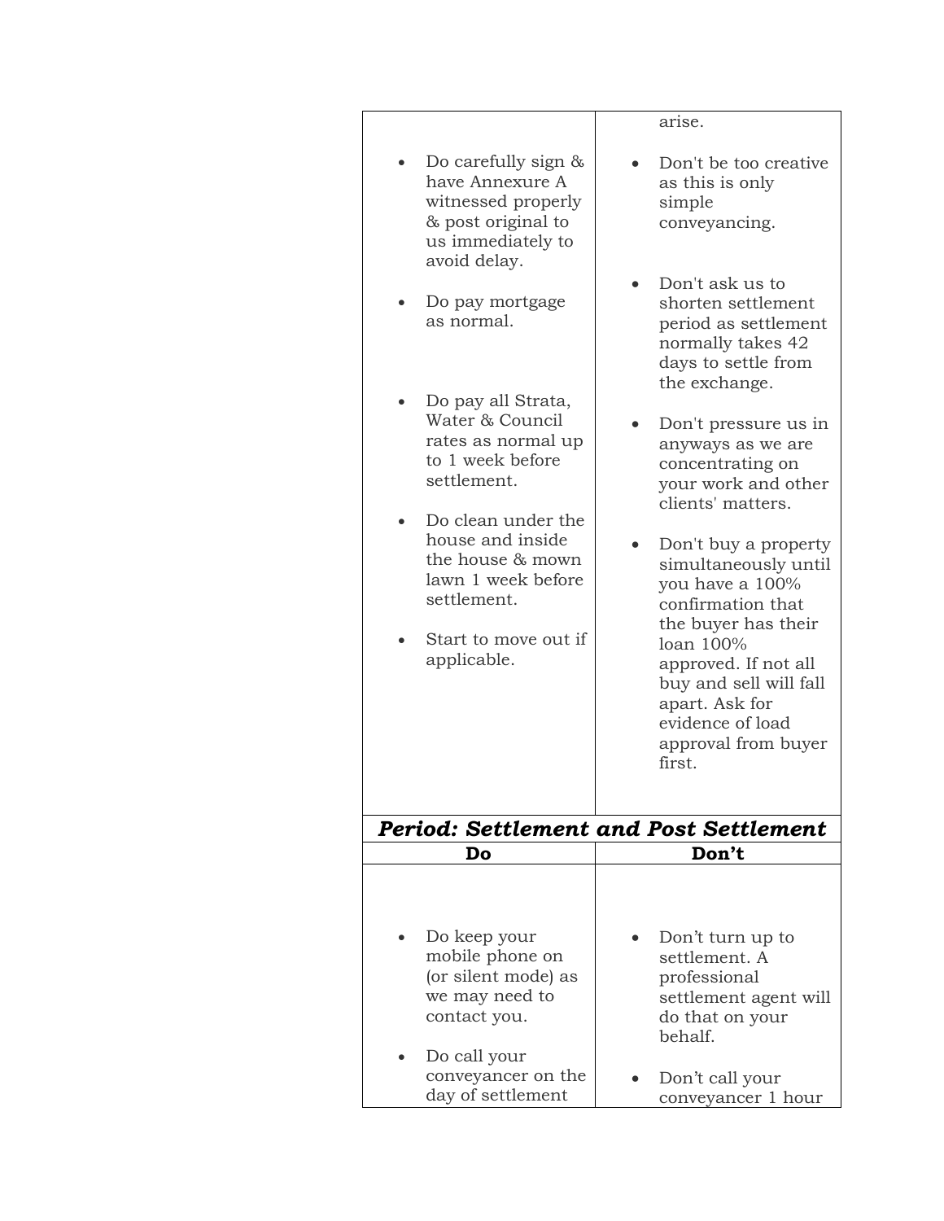| Do | Don't |
|---|---|
| <ul><li>Do carefully sign & have Annexure A witnessed properly & post original to us immediately to avoid delay.</li><li>Do pay mortgage as normal.</li><li>Do pay all Strata, Water & Council rates as normal up to 1 week before settlement.</li><li>Do clean under the house and inside the house & mown lawn 1 week before settlement.</li><li>Start to move out if applicable.</li></ul> | arise.<ul><li>Don't be too creative as this is only simple conveyancing.</li><li>Don't ask us to shorten settlement period as settlement normally takes 42 days to settle from the exchange.</li><li>Don't pressure us in anyways as we are concentrating on your work and other clients' matters.</li><li>Don't buy a property simultaneously until you have a 100% confirmation that the buyer has their loan 100% approved. If not all buy and sell will fall apart. Ask for evidence of load approval from buyer first.</li></ul> |

| ***Period: Settlement and Post Settlement*** | |
|---|---|
| **Do** | **Don't** |
| <ul><li>Do keep your mobile phone on (or silent mode) as we may need to contact you.</li><li>Do call your conveyancer on the day of settlement</li></ul> | <ul><li>Don't turn up to settlement. A professional settlement agent will do that on your behalf.</li><li>Don't call your conveyancer 1 hour</li></ul> |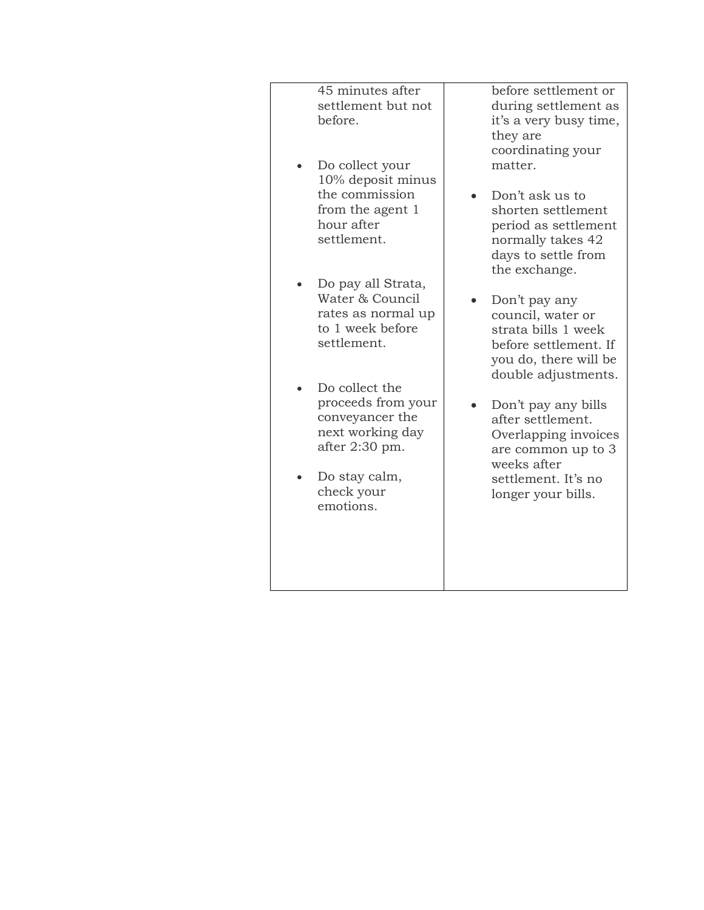| | |
|---|---|
| 45 minutes after settlement but not before.<br><br>• Do collect your 10% deposit minus the commission from the agent 1 hour after settlement.<br><br>• Do pay all Strata, Water & Council rates as normal up to 1 week before settlement.<br><br>• Do collect the proceeds from your conveyancer the next working day after 2:30 pm.<br><br>• Do stay calm, check your emotions. | before settlement or during settlement as it's a very busy time, they are coordinating your matter.<br><br>• Don't ask us to shorten settlement period as settlement normally takes 42 days to settle from the exchange.<br><br>• Don't pay any council, water or strata bills 1 week before settlement. If you do, there will be double adjustments.<br><br>• Don't pay any bills after settlement. Overlapping invoices are common up to 3 weeks after settlement. It's no longer your bills. |